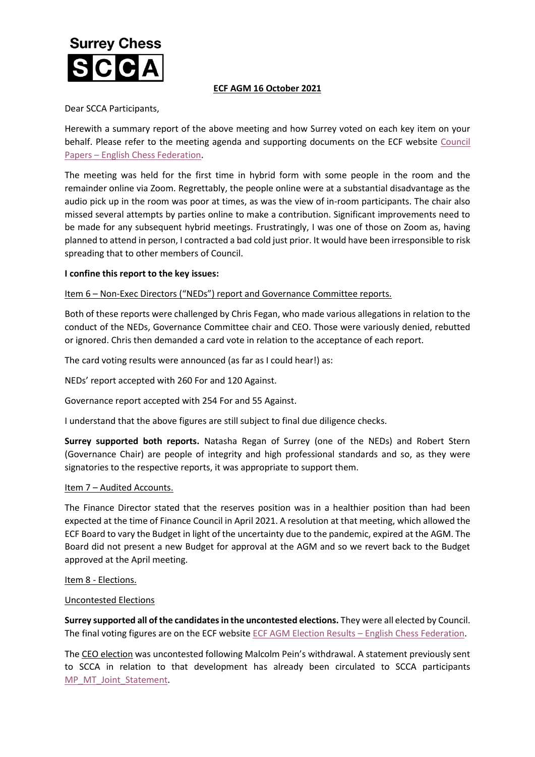**Surrey Chess**

**SCCA**

**ECF AGM 16 October 2021**

Dear SCCA Participants,

Herewith a summary report of the above meeting and how Surrey voted on each key item on your behalf. Please refer to the meeting agenda and supporting documents on the ECF website [Council Papers – English Chess Federation]().

The meeting was held for the first time in hybrid form with some people in the room and the remainder online via Zoom. Regrettably, the people online were at a substantial disadvantage as the audio pick up in the room was poor at times, as was the view of in-room participants. The chair also missed several attempts by parties online to make a contribution. Significant improvements need to be made for any subsequent hybrid meetings. Frustratingly, I was one of those on Zoom as, having planned to attend in person, I contracted a bad cold just prior. It would have been irresponsible to risk spreading that to other members of Council.

**I confine this report to the key issues:**

Item 6 – Non-Exec Directors ("NEDs") report and Governance Committee reports.

Both of these reports were challenged by Chris Fegan, who made various allegations in relation to the conduct of the NEDs, Governance Committee chair and CEO. Those were variously denied, rebutted or ignored. Chris then demanded a card vote in relation to the acceptance of each report.

The card voting results were announced (as far as I could hear!) as:

NEDs' report accepted with 260 For and 120 Against.

Governance report accepted with 254 For and 55 Against.

I understand that the above figures are still subject to final due diligence checks.

**Surrey supported both reports.** Natasha Regan of Surrey (one of the NEDs) and Robert Stern (Governance Chair) are people of integrity and high professional standards and so, as they were signatories to the respective reports, it was appropriate to support them.

Item 7 – Audited Accounts.

The Finance Director stated that the reserves position was in a healthier position than had been expected at the time of Finance Council in April 2021. A resolution at that meeting, which allowed the ECF Board to vary the Budget in light of the uncertainty due to the pandemic, expired at the AGM. The Board did not present a new Budget for approval at the AGM and so we revert back to the Budget approved at the April meeting.

Item 8 - Elections.

Uncontested Elections

**Surrey supported all of the candidates in the uncontested elections.** They were all elected by Council. The final voting figures are on the ECF website [ECF AGM Election Results – English Chess Federation]().

The CEO election was uncontested following Malcolm Pein's withdrawal. A statement previously sent to SCCA in relation to that development has already been circulated to SCCA participants [MP_MT_Joint_Statement]().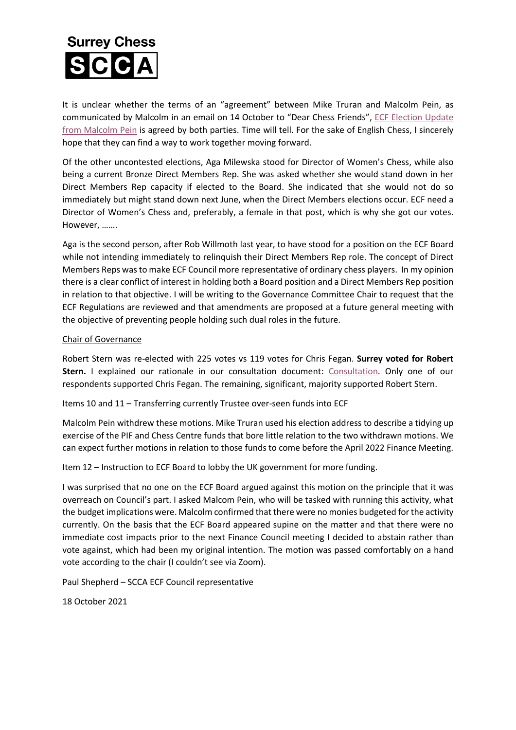It is unclear whether the terms of an "agreement" between Mike Truran and Malcolm Pein, as communicated by Malcolm in an email on 14 October to "Dear Chess Friends", ECF Election Update from Malcolm Pein is agreed by both parties. Time will tell. For the sake of English Chess, I sincerely hope that they can find a way to work together moving forward.

Of the other uncontested elections, Aga Milewska stood for Director of Women's Chess, while also being a current Bronze Direct Members Rep. She was asked whether she would stand down in her Direct Members Rep capacity if elected to the Board. She indicated that she would not do so immediately but might stand down next June, when the Direct Members elections occur. ECF need a Director of Women's Chess and, preferably, a female in that post, which is why she got our votes. However, …….

Aga is the second person, after Rob Willmoth last year, to have stood for a position on the ECF Board while not intending immediately to relinquish their Direct Members Rep role. The concept of Direct Members Reps was to make ECF Council more representative of ordinary chess players. In my opinion there is a clear conflict of interest in holding both a Board position and a Direct Members Rep position in relation to that objective. I will be writing to the Governance Committee Chair to request that the ECF Regulations are reviewed and that amendments are proposed at a future general meeting with the objective of preventing people holding such dual roles in the future.

Chair of Governance

Robert Stern was re-elected with 225 votes vs 119 votes for Chris Fegan. **Surrey voted for Robert Stern.** I explained our rationale in our consultation document: Consultation. Only one of our respondents supported Chris Fegan. The remaining, significant, majority supported Robert Stern.

Items 10 and 11 – Transferring currently Trustee over-seen funds into ECF

Malcolm Pein withdrew these motions. Mike Truran used his election address to describe a tidying up exercise of the PIF and Chess Centre funds that bore little relation to the two withdrawn motions. We can expect further motions in relation to those funds to come before the April 2022 Finance Meeting.

Item 12 – Instruction to ECF Board to lobby the UK government for more funding.

I was surprised that no one on the ECF Board argued against this motion on the principle that it was overreach on Council's part. I asked Malcom Pein, who will be tasked with running this activity, what the budget implications were. Malcolm confirmed that there were no monies budgeted for the activity currently. On the basis that the ECF Board appeared supine on the matter and that there were no immediate cost impacts prior to the next Finance Council meeting I decided to abstain rather than vote against, which had been my original intention. The motion was passed comfortably on a hand vote according to the chair (I couldn't see via Zoom).

Paul Shepherd – SCCA ECF Council representative

18 October 2021